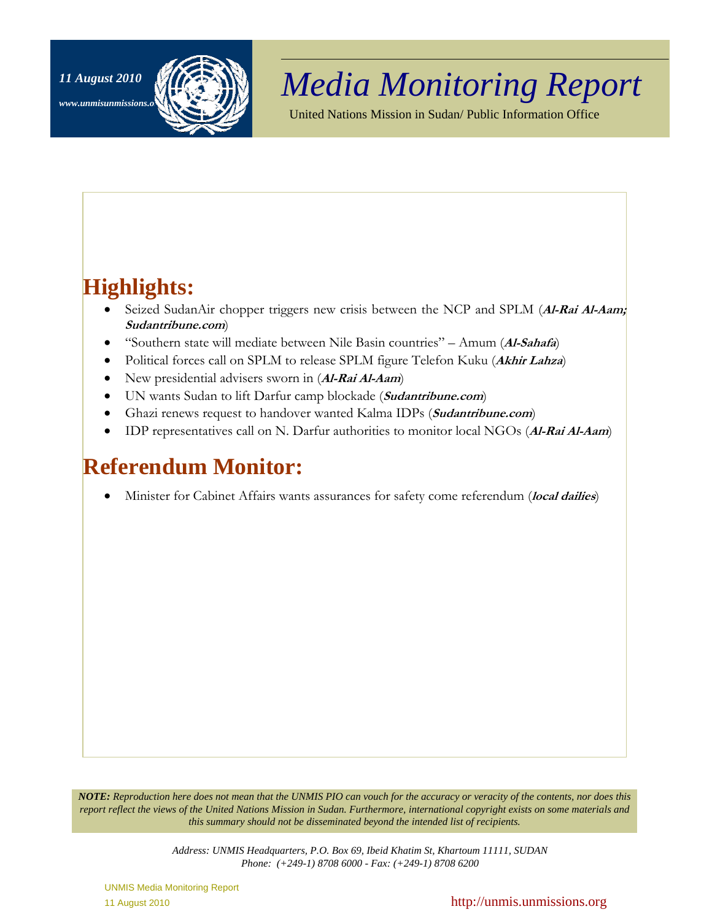*11 August 2010*

*www.unmisunmissions.o*

# *Media Monitoring Report*

United Nations Mission in Sudan/ Public Information Office

## Highlights:

- Seized SudanAir chopper triggers new crisis between the NCP and SPLM (***Al-Rai Al-Aam; Sudantribune.com***)
- "Southern state will mediate between Nile Basin countries" – Amum (***Al-Sahafa***)
- Political forces call on SPLM to release SPLM figure Telefon Kuku (***Akhir Lahza***)
- New presidential advisers sworn in (***Al-Rai Al-Aam***)
- UN wants Sudan to lift Darfur camp blockade (***Sudantribune.com***)
- Ghazi renews request to handover wanted Kalma IDPs (***Sudantribune.com***)
- IDP representatives call on N. Darfur authorities to monitor local NGOs (***Al-Rai Al-Aam***)

## Referendum Monitor:

- Minister for Cabinet Affairs wants assurances for safety come referendum (***local dailies***)

***NOTE:*** *Reproduction here does not mean that the UNMIS PIO can vouch for the accuracy or veracity of the contents, nor does this report reflect the views of the United Nations Mission in Sudan. Furthermore, international copyright exists on some materials and this summary should not be disseminated beyond the intended list of recipients.*

*Address: UNMIS Headquarters, P.O. Box 69, Ibeid Khatim St, Khartoum 11111, SUDAN*
*Phone: (+249-1) 8708 6000 - Fax: (+249-1) 8708 6200*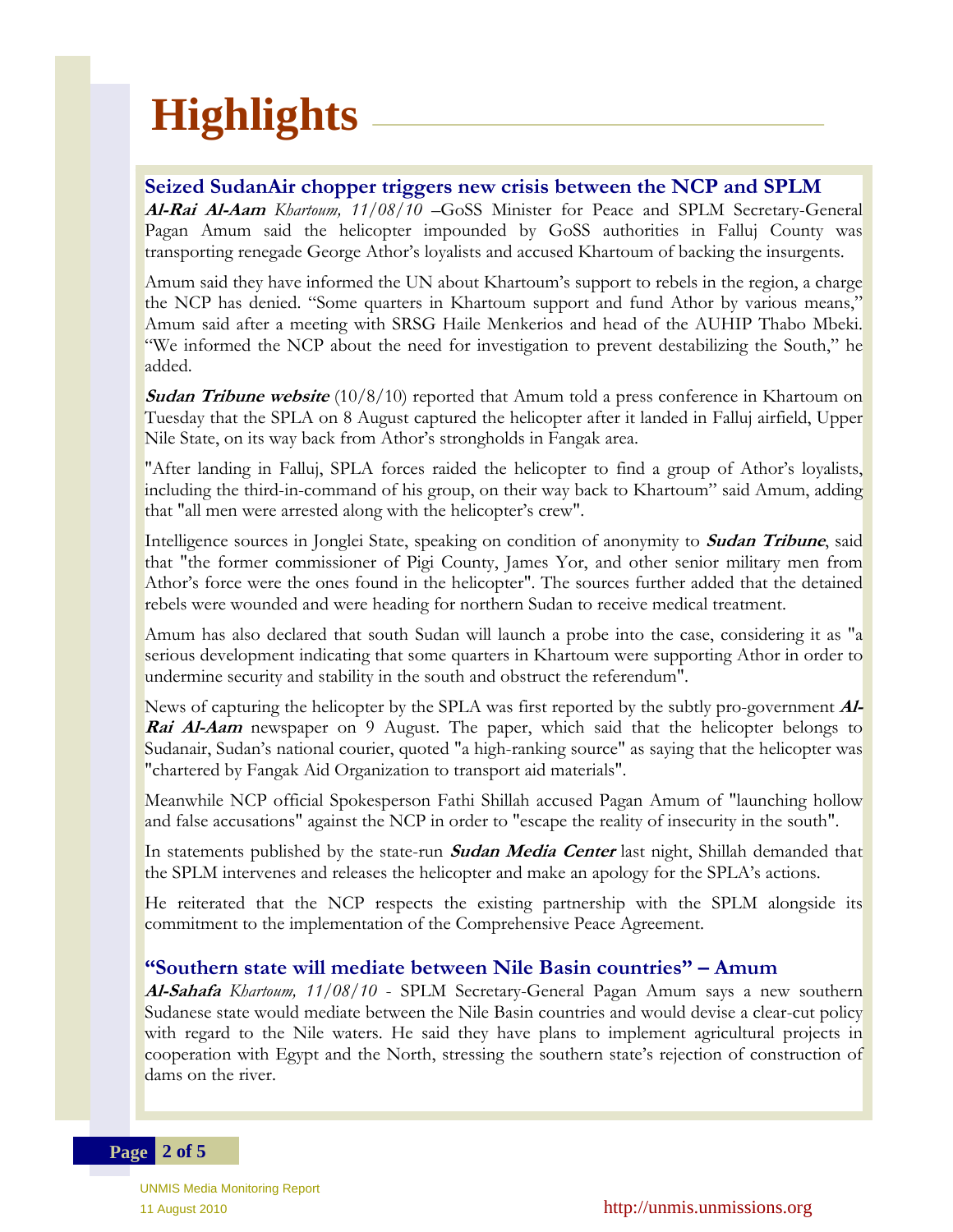# Highlights

## Seized SudanAir chopper triggers new crisis between the NCP and SPLM

***Al-Rai Al-Aam*** *Khartoum, 11/08/10* –GoSS Minister for Peace and SPLM Secretary-General Pagan Amum said the helicopter impounded by GoSS authorities in Falluj County was transporting renegade George Athor's loyalists and accused Khartoum of backing the insurgents.

Amum said they have informed the UN about Khartoum's support to rebels in the region, a charge the NCP has denied. "Some quarters in Khartoum support and fund Athor by various means," Amum said after a meeting with SRSG Haile Menkerios and head of the AUHIP Thabo Mbeki. "We informed the NCP about the need for investigation to prevent destabilizing the South," he added.

***Sudan Tribune website*** (10/8/10) reported that Amum told a press conference in Khartoum on Tuesday that the SPLA on 8 August captured the helicopter after it landed in Falluj airfield, Upper Nile State, on its way back from Athor's strongholds in Fangak area.

"After landing in Falluj, SPLA forces raided the helicopter to find a group of Athor's loyalists, including the third-in-command of his group, on their way back to Khartoum" said Amum, adding that "all men were arrested along with the helicopter's crew".

Intelligence sources in Jonglei State, speaking on condition of anonymity to ***Sudan Tribune***, said that "the former commissioner of Pigi County, James Yor, and other senior military men from Athor's force were the ones found in the helicopter". The sources further added that the detained rebels were wounded and were heading for northern Sudan to receive medical treatment.

Amum has also declared that south Sudan will launch a probe into the case, considering it as "a serious development indicating that some quarters in Khartoum were supporting Athor in order to undermine security and stability in the south and obstruct the referendum".

News of capturing the helicopter by the SPLA was first reported by the subtly pro-government ***Al-Rai Al-Aam*** newspaper on 9 August. The paper, which said that the helicopter belongs to Sudanair, Sudan's national courier, quoted "a high-ranking source" as saying that the helicopter was "chartered by Fangak Aid Organization to transport aid materials".

Meanwhile NCP official Spokesperson Fathi Shillah accused Pagan Amum of "launching hollow and false accusations" against the NCP in order to "escape the reality of insecurity in the south".

In statements published by the state-run ***Sudan Media Center*** last night, Shillah demanded that the SPLM intervenes and releases the helicopter and make an apology for the SPLA's actions.

He reiterated that the NCP respects the existing partnership with the SPLM alongside its commitment to the implementation of the Comprehensive Peace Agreement.

## "Southern state will mediate between Nile Basin countries" – Amum

***Al-Sahafa*** *Khartoum, 11/08/10* - SPLM Secretary-General Pagan Amum says a new southern Sudanese state would mediate between the Nile Basin countries and would devise a clear-cut policy with regard to the Nile waters. He said they have plans to implement agricultural projects in cooperation with Egypt and the North, stressing the southern state's rejection of construction of dams on the river.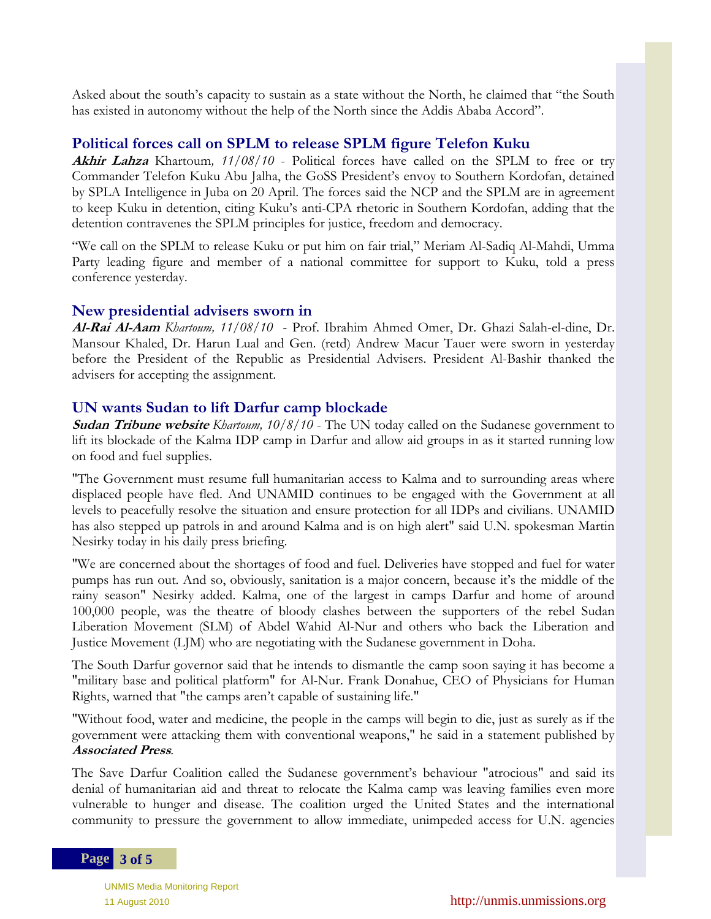Asked about the south's capacity to sustain as a state without the North, he claimed that "the South has existed in autonomy without the help of the North since the Addis Ababa Accord".

## Political forces call on SPLM to release SPLM figure Telefon Kuku

***Akhir Lahza*** Khartoum*, 11/08/10* - Political forces have called on the SPLM to free or try Commander Telefon Kuku Abu Jalha, the GoSS President's envoy to Southern Kordofan, detained by SPLA Intelligence in Juba on 20 April. The forces said the NCP and the SPLM are in agreement to keep Kuku in detention, citing Kuku's anti-CPA rhetoric in Southern Kordofan, adding that the detention contravenes the SPLM principles for justice, freedom and democracy.

"We call on the SPLM to release Kuku or put him on fair trial," Meriam Al-Sadiq Al-Mahdi, Umma Party leading figure and member of a national committee for support to Kuku, told a press conference yesterday.

## New presidential advisers sworn in

***Al-Rai Al-Aam*** *Khartoum, 11/08/10* - Prof. Ibrahim Ahmed Omer, Dr. Ghazi Salah-el-dine, Dr. Mansour Khaled, Dr. Harun Lual and Gen. (retd) Andrew Macur Tauer were sworn in yesterday before the President of the Republic as Presidential Advisers. President Al-Bashir thanked the advisers for accepting the assignment.

## UN wants Sudan to lift Darfur camp blockade

***Sudan Tribune website*** *Khartoum, 10/8/10* - The UN today called on the Sudanese government to lift its blockade of the Kalma IDP camp in Darfur and allow aid groups in as it started running low on food and fuel supplies.

"The Government must resume full humanitarian access to Kalma and to surrounding areas where displaced people have fled. And UNAMID continues to be engaged with the Government at all levels to peacefully resolve the situation and ensure protection for all IDPs and civilians. UNAMID has also stepped up patrols in and around Kalma and is on high alert" said U.N. spokesman Martin Nesirky today in his daily press briefing.

"We are concerned about the shortages of food and fuel. Deliveries have stopped and fuel for water pumps has run out. And so, obviously, sanitation is a major concern, because it's the middle of the rainy season" Nesirky added. Kalma, one of the largest in camps Darfur and home of around 100,000 people, was the theatre of bloody clashes between the supporters of the rebel Sudan Liberation Movement (SLM) of Abdel Wahid Al-Nur and others who back the Liberation and Justice Movement (LJM) who are negotiating with the Sudanese government in Doha.

The South Darfur governor said that he intends to dismantle the camp soon saying it has become a "military base and political platform" for Al-Nur. Frank Donahue, CEO of Physicians for Human Rights, warned that "the camps aren't capable of sustaining life."

"Without food, water and medicine, the people in the camps will begin to die, just as surely as if the government were attacking them with conventional weapons," he said in a statement published by ***Associated Press***.

The Save Darfur Coalition called the Sudanese government's behaviour "atrocious" and said its denial of humanitarian aid and threat to relocate the Kalma camp was leaving families even more vulnerable to hunger and disease. The coalition urged the United States and the international community to pressure the government to allow immediate, unimpeded access for U.N. agencies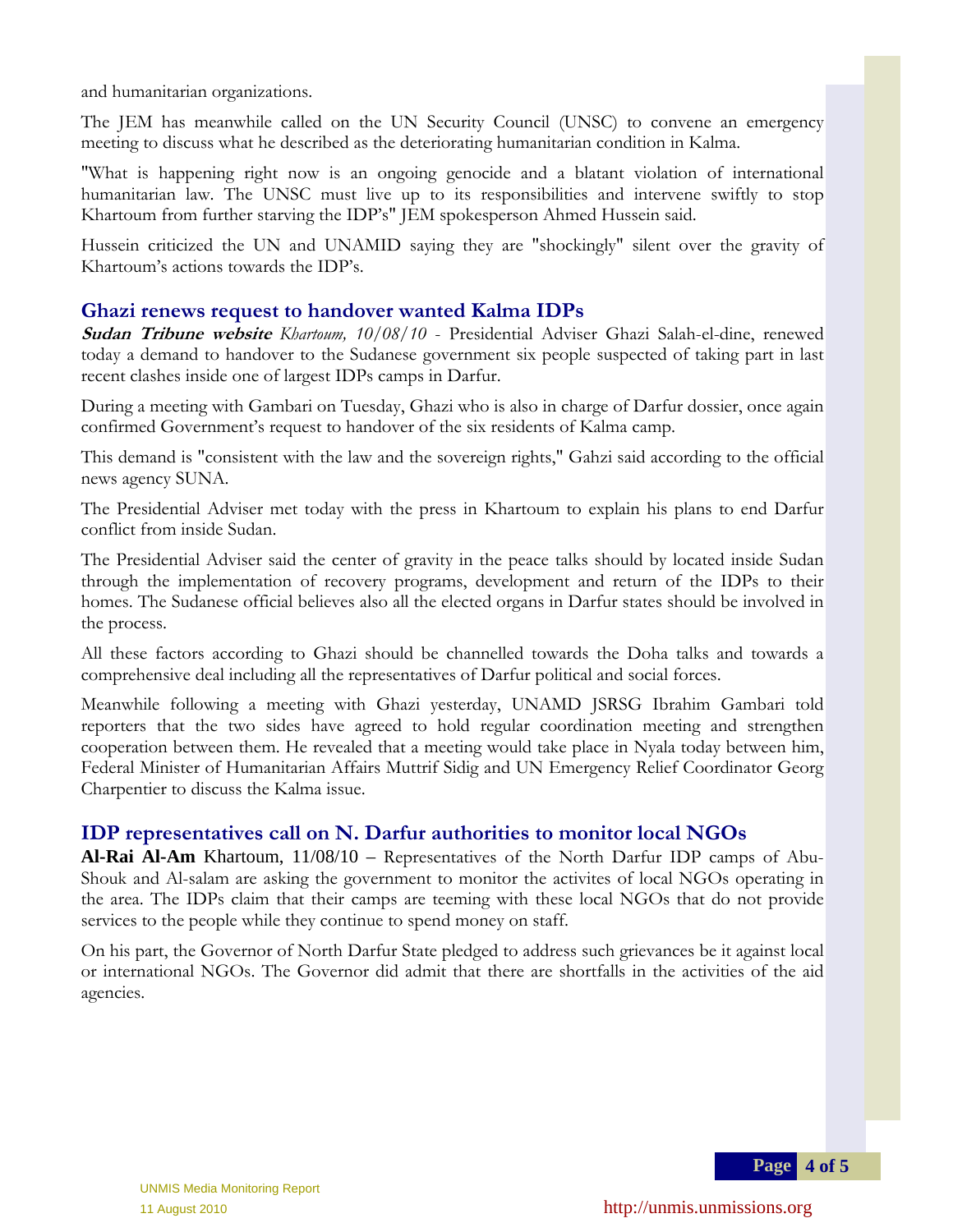and humanitarian organizations.

The JEM has meanwhile called on the UN Security Council (UNSC) to convene an emergency meeting to discuss what he described as the deteriorating humanitarian condition in Kalma.

"What is happening right now is an ongoing genocide and a blatant violation of international humanitarian law. The UNSC must live up to its responsibilities and intervene swiftly to stop Khartoum from further starving the IDP's" JEM spokesperson Ahmed Hussein said.

Hussein criticized the UN and UNAMID saying they are "shockingly" silent over the gravity of Khartoum's actions towards the IDP's.

## Ghazi renews request to handover wanted Kalma IDPs

***Sudan Tribune website*** *Khartoum, 10/08/10* - Presidential Adviser Ghazi Salah-el-dine, renewed today a demand to handover to the Sudanese government six people suspected of taking part in last recent clashes inside one of largest IDPs camps in Darfur.

During a meeting with Gambari on Tuesday, Ghazi who is also in charge of Darfur dossier, once again confirmed Government's request to handover of the six residents of Kalma camp.

This demand is "consistent with the law and the sovereign rights," Gahzi said according to the official news agency SUNA.

The Presidential Adviser met today with the press in Khartoum to explain his plans to end Darfur conflict from inside Sudan.

The Presidential Adviser said the center of gravity in the peace talks should by located inside Sudan through the implementation of recovery programs, development and return of the IDPs to their homes. The Sudanese official believes also all the elected organs in Darfur states should be involved in the process.

All these factors according to Ghazi should be channelled towards the Doha talks and towards a comprehensive deal including all the representatives of Darfur political and social forces.

Meanwhile following a meeting with Ghazi yesterday, UNAMD JSRSG Ibrahim Gambari told reporters that the two sides have agreed to hold regular coordination meeting and strengthen cooperation between them. He revealed that a meeting would take place in Nyala today between him, Federal Minister of Humanitarian Affairs Muttrif Sidig and UN Emergency Relief Coordinator Georg Charpentier to discuss the Kalma issue.

## IDP representatives call on N. Darfur authorities to monitor local NGOs

**Al-Rai Al-Am** Khartoum, 11/08/10 – Representatives of the North Darfur IDP camps of Abu-Shouk and Al-salam are asking the government to monitor the activites of local NGOs operating in the area. The IDPs claim that their camps are teeming with these local NGOs that do not provide services to the people while they continue to spend money on staff.

On his part, the Governor of North Darfur State pledged to address such grievances be it against local or international NGOs. The Governor did admit that there are shortfalls in the activities of the aid agencies.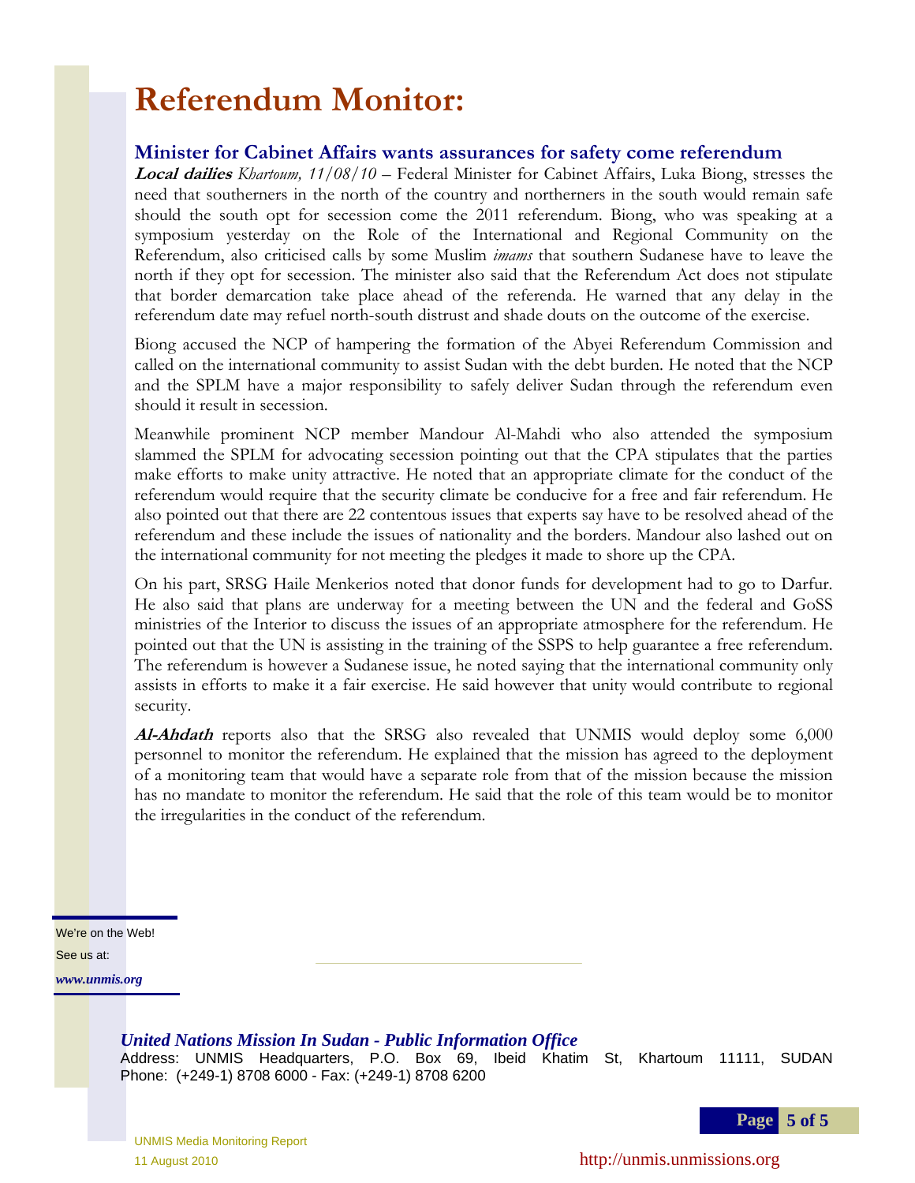# Referendum Monitor:

## Minister for Cabinet Affairs wants assurances for safety come referendum

***Local dailies*** *Khartoum, 11/08/10* – Federal Minister for Cabinet Affairs, Luka Biong, stresses the need that southerners in the north of the country and northerners in the south would remain safe should the south opt for secession come the 2011 referendum. Biong, who was speaking at a symposium yesterday on the Role of the International and Regional Community on the Referendum, also criticised calls by some Muslim *imams* that southern Sudanese have to leave the north if they opt for secession. The minister also said that the Referendum Act does not stipulate that border demarcation take place ahead of the referenda. He warned that any delay in the referendum date may refuel north-south distrust and shade douts on the outcome of the exercise.

Biong accused the NCP of hampering the formation of the Abyei Referendum Commission and called on the international community to assist Sudan with the debt burden. He noted that the NCP and the SPLM have a major responsibility to safely deliver Sudan through the referendum even should it result in secession.

Meanwhile prominent NCP member Mandour Al-Mahdi who also attended the symposium slammed the SPLM for advocating secession pointing out that the CPA stipulates that the parties make efforts to make unity attractive. He noted that an appropriate climate for the conduct of the referendum would require that the security climate be conducive for a free and fair referendum. He also pointed out that there are 22 contentous issues that experts say have to be resolved ahead of the referendum and these include the issues of nationality and the borders. Mandour also lashed out on the international community for not meeting the pledges it made to shore up the CPA.

On his part, SRSG Haile Menkerios noted that donor funds for development had to go to Darfur. He also said that plans are underway for a meeting between the UN and the federal and GoSS ministries of the Interior to discuss the issues of an appropriate atmosphere for the referendum. He pointed out that the UN is assisting in the training of the SSPS to help guarantee a free referendum. The referendum is however a Sudanese issue, he noted saying that the international community only assists in efforts to make it a fair exercise. He said however that unity would contribute to regional security.

***Al-Ahdath*** reports also that the SRSG also revealed that UNMIS would deploy some 6,000 personnel to monitor the referendum. He explained that the mission has agreed to the deployment of a monitoring team that would have a separate role from that of the mission because the mission has no mandate to monitor the referendum. He said that the role of this team would be to monitor the irregularities in the conduct of the referendum.

We're on the Web!

See us at:

***www.unmis.org***

***United Nations Mission In Sudan - Public Information Office***

Address: UNMIS Headquarters, P.O. Box 69, Ibeid Khatim St, Khartoum 11111, SUDAN

Phone: (+249-1) 8708 6000 - Fax: (+249-1) 8708 6200